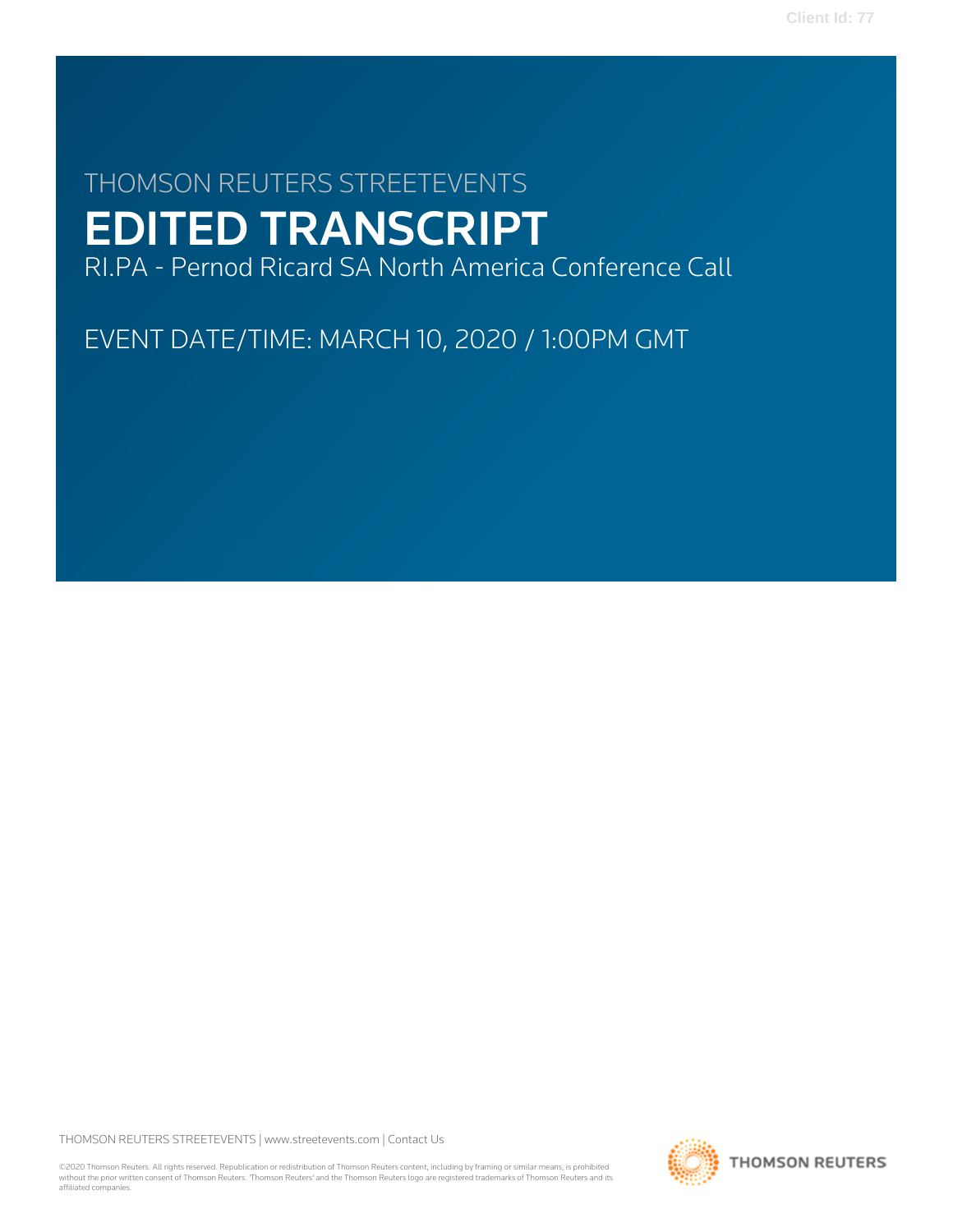THOMSON REUTERS STREETEVENTS

# EDITED TRANSCRIPT

RI.PA - Pernod Ricard SA North America Conference Call

EVENT DATE/TIME: MARCH 10, 2020 / 1:00PM GMT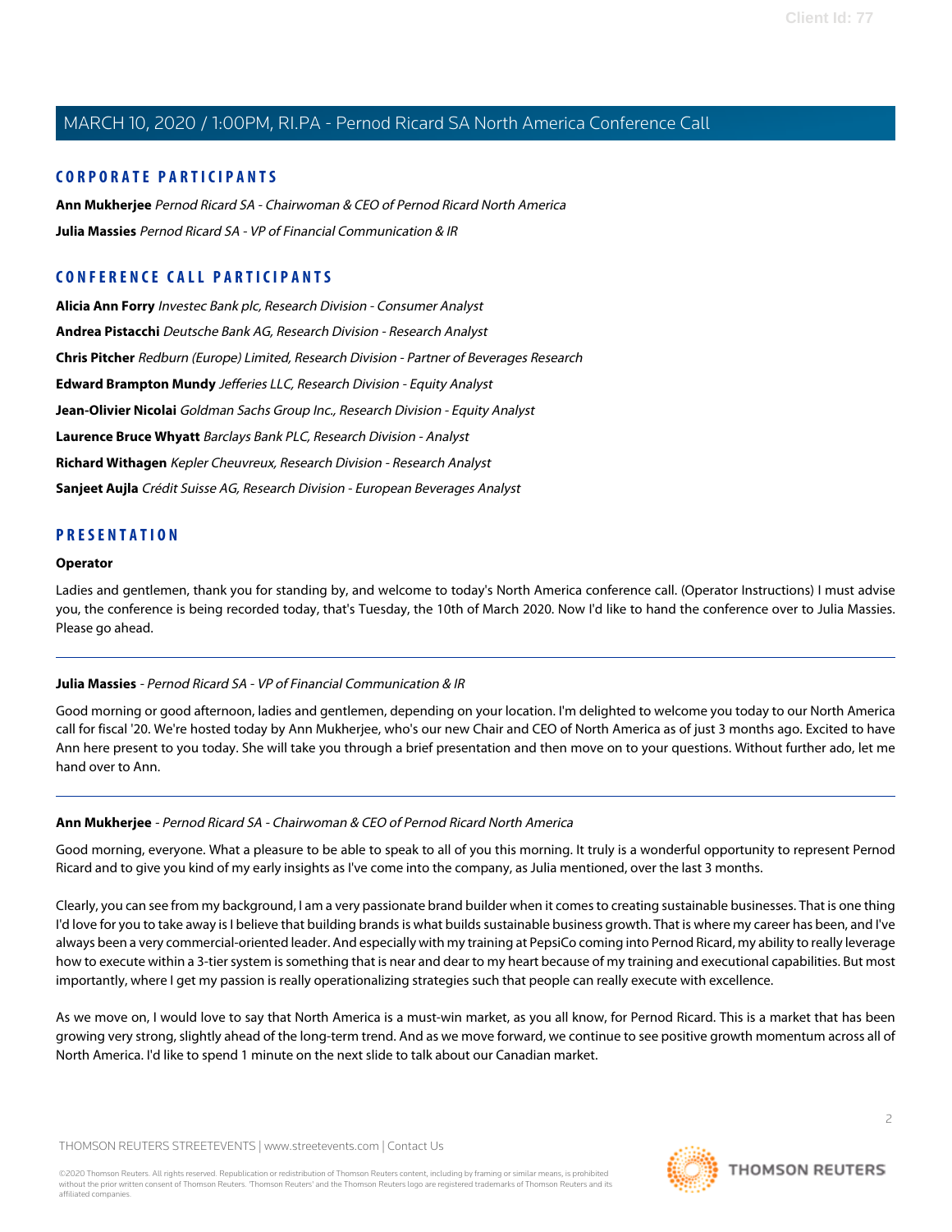## CORPORATE PARTICIPANTS

**Ann Mukherjee** *Pernod Ricard SA - Chairwoman & CEO of Pernod Ricard North America*

**Julia Massies** *Pernod Ricard SA - VP of Financial Communication & IR*

## CONFERENCE CALL PARTICIPANTS

**Alicia Ann Forry** *Investec Bank plc, Research Division - Consumer Analyst*

**Andrea Pistacchi** *Deutsche Bank AG, Research Division - Research Analyst*

**Chris Pitcher** *Redburn (Europe) Limited, Research Division - Partner of Beverages Research*

**Edward Brampton Mundy** *Jefferies LLC, Research Division - Equity Analyst*

**Jean-Olivier Nicolai** *Goldman Sachs Group Inc., Research Division - Equity Analyst*

**Laurence Bruce Whyatt** *Barclays Bank PLC, Research Division - Analyst*

**Richard Withagen** *Kepler Cheuvreux, Research Division - Research Analyst*

**Sanjeet Aujla** *Crédit Suisse AG, Research Division - European Beverages Analyst*

## PRESENTATION

### Operator

Ladies and gentlemen, thank you for standing by, and welcome to today's North America conference call. (Operator Instructions) I must advise you, the conference is being recorded today, that's Tuesday, the 10th of March 2020. Now I'd like to hand the conference over to Julia Massies. Please go ahead.

---

### Julia Massies - *Pernod Ricard SA - VP of Financial Communication & IR*

Good morning or good afternoon, ladies and gentlemen, depending on your location. I'm delighted to welcome you today to our North America call for fiscal '20. We're hosted today by Ann Mukherjee, who's our new Chair and CEO of North America as of just 3 months ago. Excited to have Ann here present to you today. She will take you through a brief presentation and then move on to your questions. Without further ado, let me hand over to Ann.

---

### Ann Mukherjee - *Pernod Ricard SA - Chairwoman & CEO of Pernod Ricard North America*

Good morning, everyone. What a pleasure to be able to speak to all of you this morning. It truly is a wonderful opportunity to represent Pernod Ricard and to give you kind of my early insights as I've come into the company, as Julia mentioned, over the last 3 months.

Clearly, you can see from my background, I am a very passionate brand builder when it comes to creating sustainable businesses. That is one thing I'd love for you to take away is I believe that building brands is what builds sustainable business growth. That is where my career has been, and I've always been a very commercial-oriented leader. And especially with my training at PepsiCo coming into Pernod Ricard, my ability to really leverage how to execute within a 3-tier system is something that is near and dear to my heart because of my training and executional capabilities. But most importantly, where I get my passion is really operationalizing strategies such that people can really execute with excellence.

As we move on, I would love to say that North America is a must-win market, as you all know, for Pernod Ricard. This is a market that has been growing very strong, slightly ahead of the long-term trend. And as we move forward, we continue to see positive growth momentum across all of North America. I'd like to spend 1 minute on the next slide to talk about our Canadian market.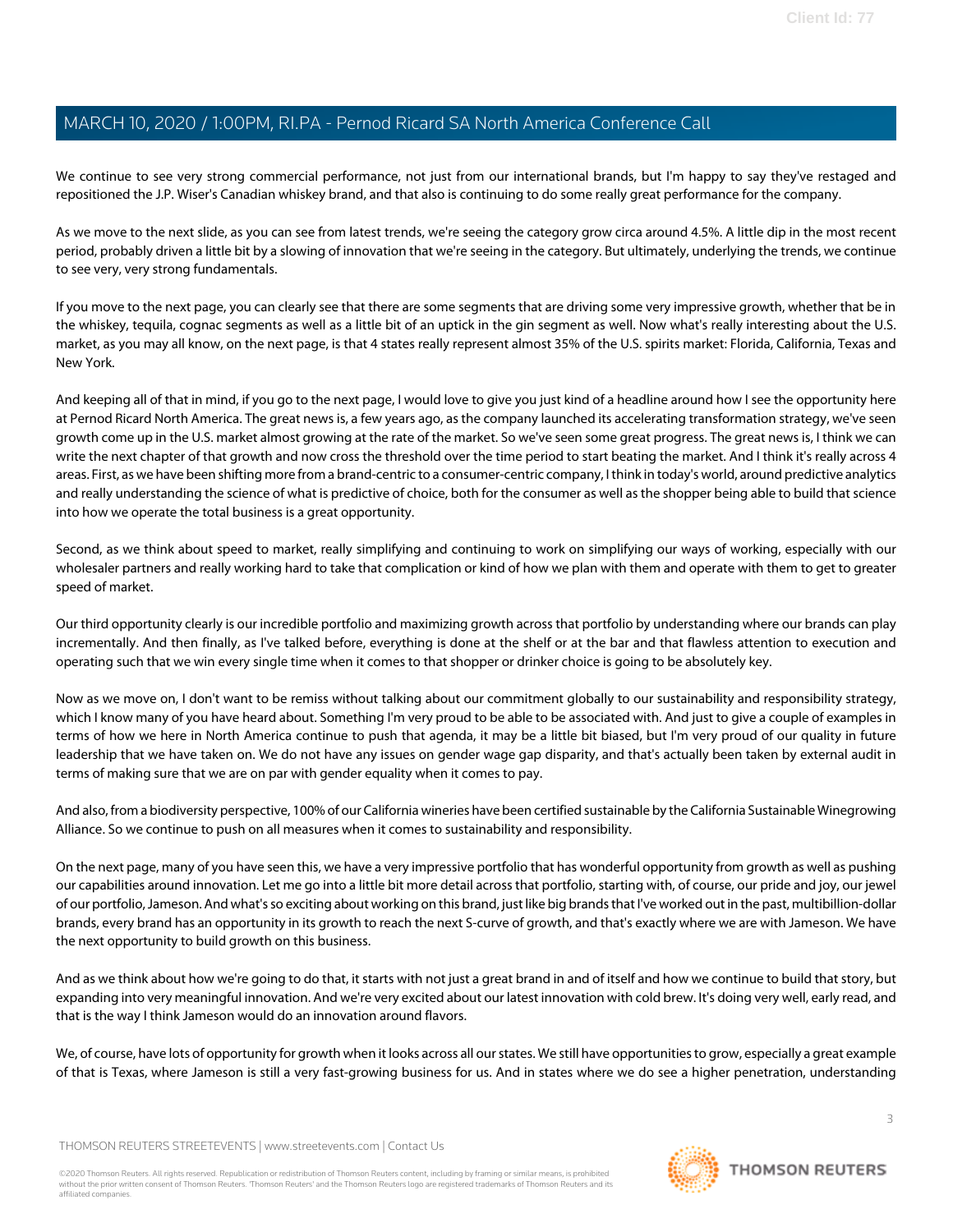We continue to see very strong commercial performance, not just from our international brands, but I'm happy to say they've restaged and repositioned the J.P. Wiser's Canadian whiskey brand, and that also is continuing to do some really great performance for the company.

As we move to the next slide, as you can see from latest trends, we're seeing the category grow circa around 4.5%. A little dip in the most recent period, probably driven a little bit by a slowing of innovation that we're seeing in the category. But ultimately, underlying the trends, we continue to see very, very strong fundamentals.

If you move to the next page, you can clearly see that there are some segments that are driving some very impressive growth, whether that be in the whiskey, tequila, cognac segments as well as a little bit of an uptick in the gin segment as well. Now what's really interesting about the U.S. market, as you may all know, on the next page, is that 4 states really represent almost 35% of the U.S. spirits market: Florida, California, Texas and New York.

And keeping all of that in mind, if you go to the next page, I would love to give you just kind of a headline around how I see the opportunity here at Pernod Ricard North America. The great news is, a few years ago, as the company launched its accelerating transformation strategy, we've seen growth come up in the U.S. market almost growing at the rate of the market. So we've seen some great progress. The great news is, I think we can write the next chapter of that growth and now cross the threshold over the time period to start beating the market. And I think it's really across 4 areas. First, as we have been shifting more from a brand-centric to a consumer-centric company, I think in today's world, around predictive analytics and really understanding the science of what is predictive of choice, both for the consumer as well as the shopper being able to build that science into how we operate the total business is a great opportunity.

Second, as we think about speed to market, really simplifying and continuing to work on simplifying our ways of working, especially with our wholesaler partners and really working hard to take that complication or kind of how we plan with them and operate with them to get to greater speed of market.

Our third opportunity clearly is our incredible portfolio and maximizing growth across that portfolio by understanding where our brands can play incrementally. And then finally, as I've talked before, everything is done at the shelf or at the bar and that flawless attention to execution and operating such that we win every single time when it comes to that shopper or drinker choice is going to be absolutely key.

Now as we move on, I don't want to be remiss without talking about our commitment globally to our sustainability and responsibility strategy, which I know many of you have heard about. Something I'm very proud to be able to be associated with. And just to give a couple of examples in terms of how we here in North America continue to push that agenda, it may be a little bit biased, but I'm very proud of our quality in future leadership that we have taken on. We do not have any issues on gender wage gap disparity, and that's actually been taken by external audit in terms of making sure that we are on par with gender equality when it comes to pay.

And also, from a biodiversity perspective, 100% of our California wineries have been certified sustainable by the California Sustainable Winegrowing Alliance. So we continue to push on all measures when it comes to sustainability and responsibility.

On the next page, many of you have seen this, we have a very impressive portfolio that has wonderful opportunity from growth as well as pushing our capabilities around innovation. Let me go into a little bit more detail across that portfolio, starting with, of course, our pride and joy, our jewel of our portfolio, Jameson. And what's so exciting about working on this brand, just like big brands that I've worked out in the past, multibillion-dollar brands, every brand has an opportunity in its growth to reach the next S-curve of growth, and that's exactly where we are with Jameson. We have the next opportunity to build growth on this business.

And as we think about how we're going to do that, it starts with not just a great brand in and of itself and how we continue to build that story, but expanding into very meaningful innovation. And we're very excited about our latest innovation with cold brew. It's doing very well, early read, and that is the way I think Jameson would do an innovation around flavors.

We, of course, have lots of opportunity for growth when it looks across all our states. We still have opportunities to grow, especially a great example of that is Texas, where Jameson is still a very fast-growing business for us. And in states where we do see a higher penetration, understanding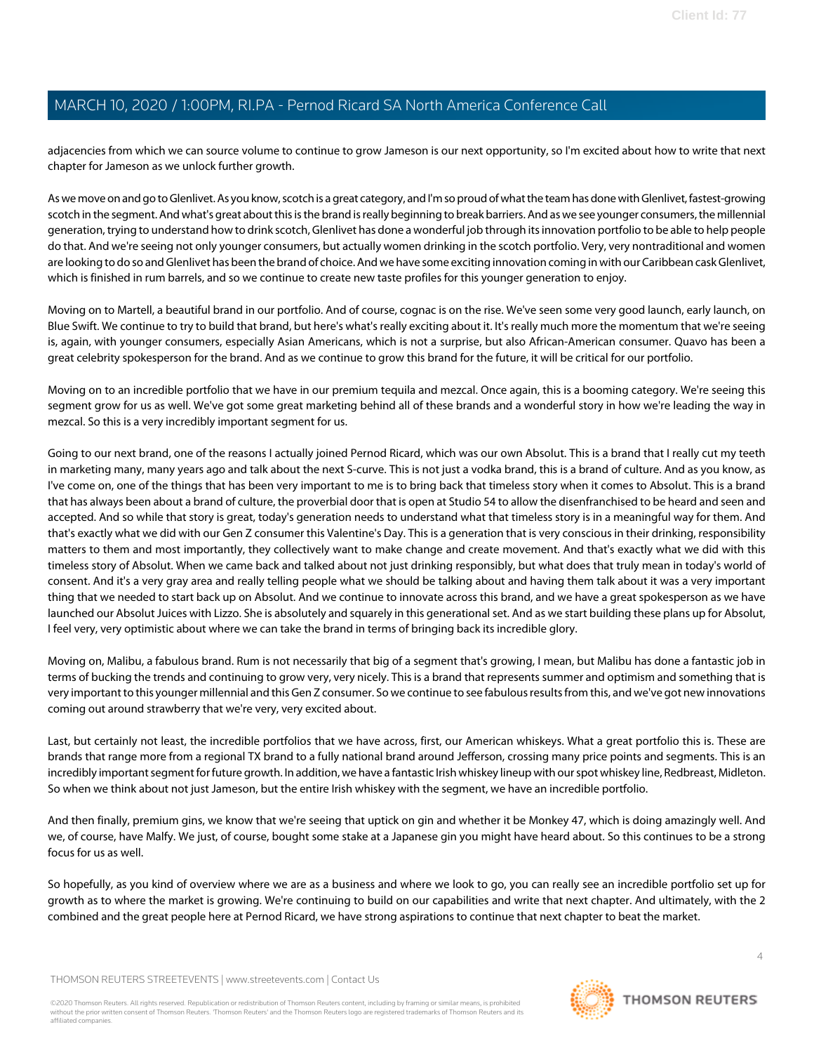adjacencies from which we can source volume to continue to grow Jameson is our next opportunity, so I'm excited about how to write that next chapter for Jameson as we unlock further growth.

As we move on and go to Glenlivet. As you know, scotch is a great category, and I'm so proud of what the team has done with Glenlivet, fastest-growing scotch in the segment. And what's great about this is the brand is really beginning to break barriers. And as we see younger consumers, the millennial generation, trying to understand how to drink scotch, Glenlivet has done a wonderful job through its innovation portfolio to be able to help people do that. And we're seeing not only younger consumers, but actually women drinking in the scotch portfolio. Very, very nontraditional and women are looking to do so and Glenlivet has been the brand of choice. And we have some exciting innovation coming in with our Caribbean cask Glenlivet, which is finished in rum barrels, and so we continue to create new taste profiles for this younger generation to enjoy.

Moving on to Martell, a beautiful brand in our portfolio. And of course, cognac is on the rise. We've seen some very good launch, early launch, on Blue Swift. We continue to try to build that brand, but here's what's really exciting about it. It's really much more the momentum that we're seeing is, again, with younger consumers, especially Asian Americans, which is not a surprise, but also African-American consumer. Quavo has been a great celebrity spokesperson for the brand. And as we continue to grow this brand for the future, it will be critical for our portfolio.

Moving on to an incredible portfolio that we have in our premium tequila and mezcal. Once again, this is a booming category. We're seeing this segment grow for us as well. We've got some great marketing behind all of these brands and a wonderful story in how we're leading the way in mezcal. So this is a very incredibly important segment for us.

Going to our next brand, one of the reasons I actually joined Pernod Ricard, which was our own Absolut. This is a brand that I really cut my teeth in marketing many, many years ago and talk about the next S-curve. This is not just a vodka brand, this is a brand of culture. And as you know, as I've come on, one of the things that has been very important to me is to bring back that timeless story when it comes to Absolut. This is a brand that has always been about a brand of culture, the proverbial door that is open at Studio 54 to allow the disenfranchised to be heard and seen and accepted. And so while that story is great, today's generation needs to understand what that timeless story is in a meaningful way for them. And that's exactly what we did with our Gen Z consumer this Valentine's Day. This is a generation that is very conscious in their drinking, responsibility matters to them and most importantly, they collectively want to make change and create movement. And that's exactly what we did with this timeless story of Absolut. When we came back and talked about not just drinking responsibly, but what does that truly mean in today's world of consent. And it's a very gray area and really telling people what we should be talking about and having them talk about it was a very important thing that we needed to start back up on Absolut. And we continue to innovate across this brand, and we have a great spokesperson as we have launched our Absolut Juices with Lizzo. She is absolutely and squarely in this generational set. And as we start building these plans up for Absolut, I feel very, very optimistic about where we can take the brand in terms of bringing back its incredible glory.

Moving on, Malibu, a fabulous brand. Rum is not necessarily that big of a segment that's growing, I mean, but Malibu has done a fantastic job in terms of bucking the trends and continuing to grow very, very nicely. This is a brand that represents summer and optimism and something that is very important to this younger millennial and this Gen Z consumer. So we continue to see fabulous results from this, and we've got new innovations coming out around strawberry that we're very, very excited about.

Last, but certainly not least, the incredible portfolios that we have across, first, our American whiskeys. What a great portfolio this is. These are brands that range more from a regional TX brand to a fully national brand around Jefferson, crossing many price points and segments. This is an incredibly important segment for future growth. In addition, we have a fantastic Irish whiskey lineup with our spot whiskey line, Redbreast, Midleton. So when we think about not just Jameson, but the entire Irish whiskey with the segment, we have an incredible portfolio.

And then finally, premium gins, we know that we're seeing that uptick on gin and whether it be Monkey 47, which is doing amazingly well. And we, of course, have Malfy. We just, of course, bought some stake at a Japanese gin you might have heard about. So this continues to be a strong focus for us as well.

So hopefully, as you kind of overview where we are as a business and where we look to go, you can really see an incredible portfolio set up for growth as to where the market is growing. We're continuing to build on our capabilities and write that next chapter. And ultimately, with the 2 combined and the great people here at Pernod Ricard, we have strong aspirations to continue that next chapter to beat the market.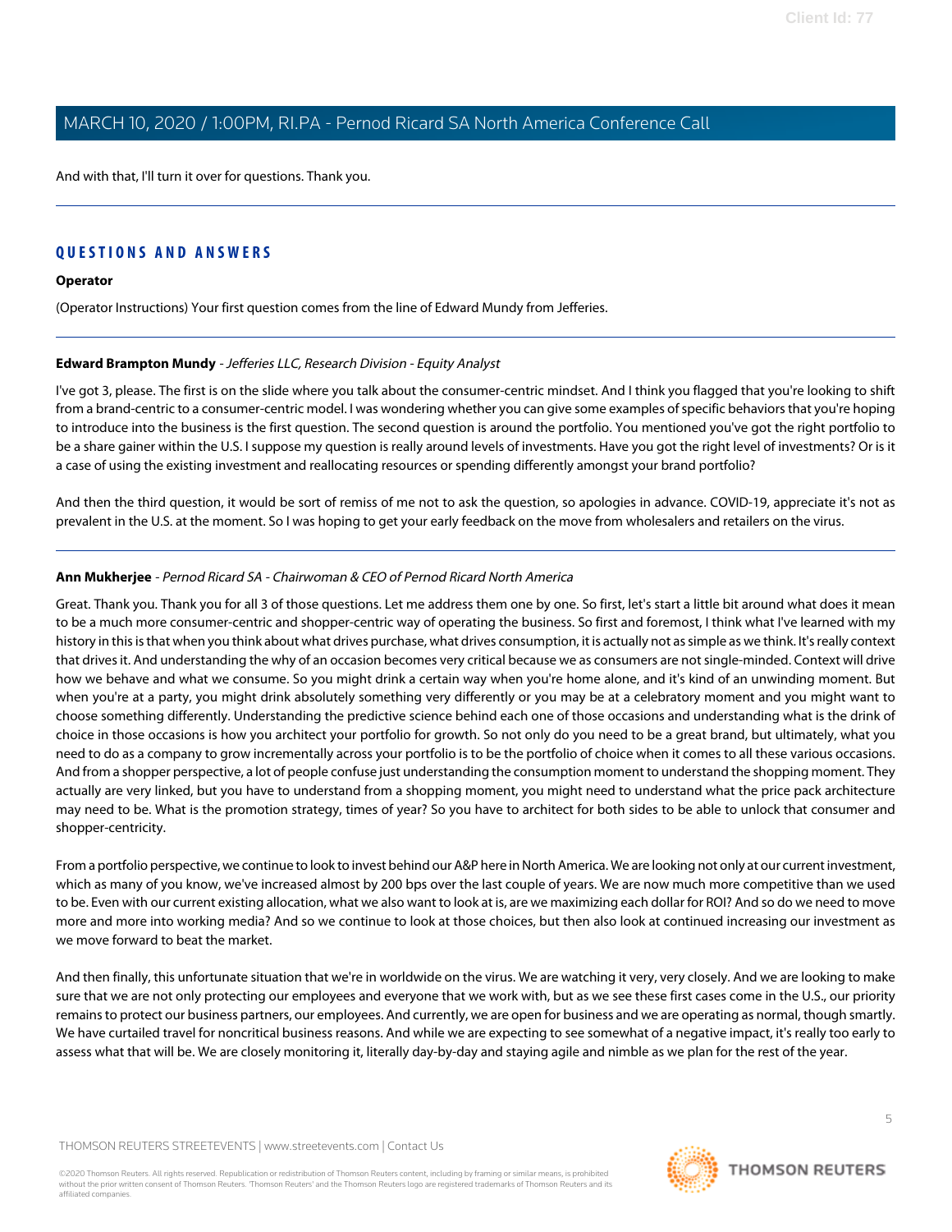And with that, I'll turn it over for questions. Thank you.

## QUESTIONS AND ANSWERS

**Operator**

(Operator Instructions) Your first question comes from the line of Edward Mundy from Jefferies.

**Edward Brampton Mundy** - *Jefferies LLC, Research Division - Equity Analyst*

I've got 3, please. The first is on the slide where you talk about the consumer-centric mindset. And I think you flagged that you're looking to shift from a brand-centric to a consumer-centric model. I was wondering whether you can give some examples of specific behaviors that you're hoping to introduce into the business is the first question. The second question is around the portfolio. You mentioned you've got the right portfolio to be a share gainer within the U.S. I suppose my question is really around levels of investments. Have you got the right level of investments? Or is it a case of using the existing investment and reallocating resources or spending differently amongst your brand portfolio?

And then the third question, it would be sort of remiss of me not to ask the question, so apologies in advance. COVID-19, appreciate it's not as prevalent in the U.S. at the moment. So I was hoping to get your early feedback on the move from wholesalers and retailers on the virus.

**Ann Mukherjee** - *Pernod Ricard SA - Chairwoman & CEO of Pernod Ricard North America*

Great. Thank you. Thank you for all 3 of those questions. Let me address them one by one. So first, let's start a little bit around what does it mean to be a much more consumer-centric and shopper-centric way of operating the business. So first and foremost, I think what I've learned with my history in this is that when you think about what drives purchase, what drives consumption, it is actually not as simple as we think. It's really context that drives it. And understanding the why of an occasion becomes very critical because we as consumers are not single-minded. Context will drive how we behave and what we consume. So you might drink a certain way when you're home alone, and it's kind of an unwinding moment. But when you're at a party, you might drink absolutely something very differently or you may be at a celebratory moment and you might want to choose something differently. Understanding the predictive science behind each one of those occasions and understanding what is the drink of choice in those occasions is how you architect your portfolio for growth. So not only do you need to be a great brand, but ultimately, what you need to do as a company to grow incrementally across your portfolio is to be the portfolio of choice when it comes to all these various occasions. And from a shopper perspective, a lot of people confuse just understanding the consumption moment to understand the shopping moment. They actually are very linked, but you have to understand from a shopping moment, you might need to understand what the price pack architecture may need to be. What is the promotion strategy, times of year? So you have to architect for both sides to be able to unlock that consumer and shopper-centricity.

From a portfolio perspective, we continue to look to invest behind our A&P here in North America. We are looking not only at our current investment, which as many of you know, we've increased almost by 200 bps over the last couple of years. We are now much more competitive than we used to be. Even with our current existing allocation, what we also want to look at is, are we maximizing each dollar for ROI? And so do we need to move more and more into working media? And so we continue to look at those choices, but then also look at continued increasing our investment as we move forward to beat the market.

And then finally, this unfortunate situation that we're in worldwide on the virus. We are watching it very, very closely. And we are looking to make sure that we are not only protecting our employees and everyone that we work with, but as we see these first cases come in the U.S., our priority remains to protect our business partners, our employees. And currently, we are open for business and we are operating as normal, though smartly. We have curtailed travel for noncritical business reasons. And while we are expecting to see somewhat of a negative impact, it's really too early to assess what that will be. We are closely monitoring it, literally day-by-day and staying agile and nimble as we plan for the rest of the year.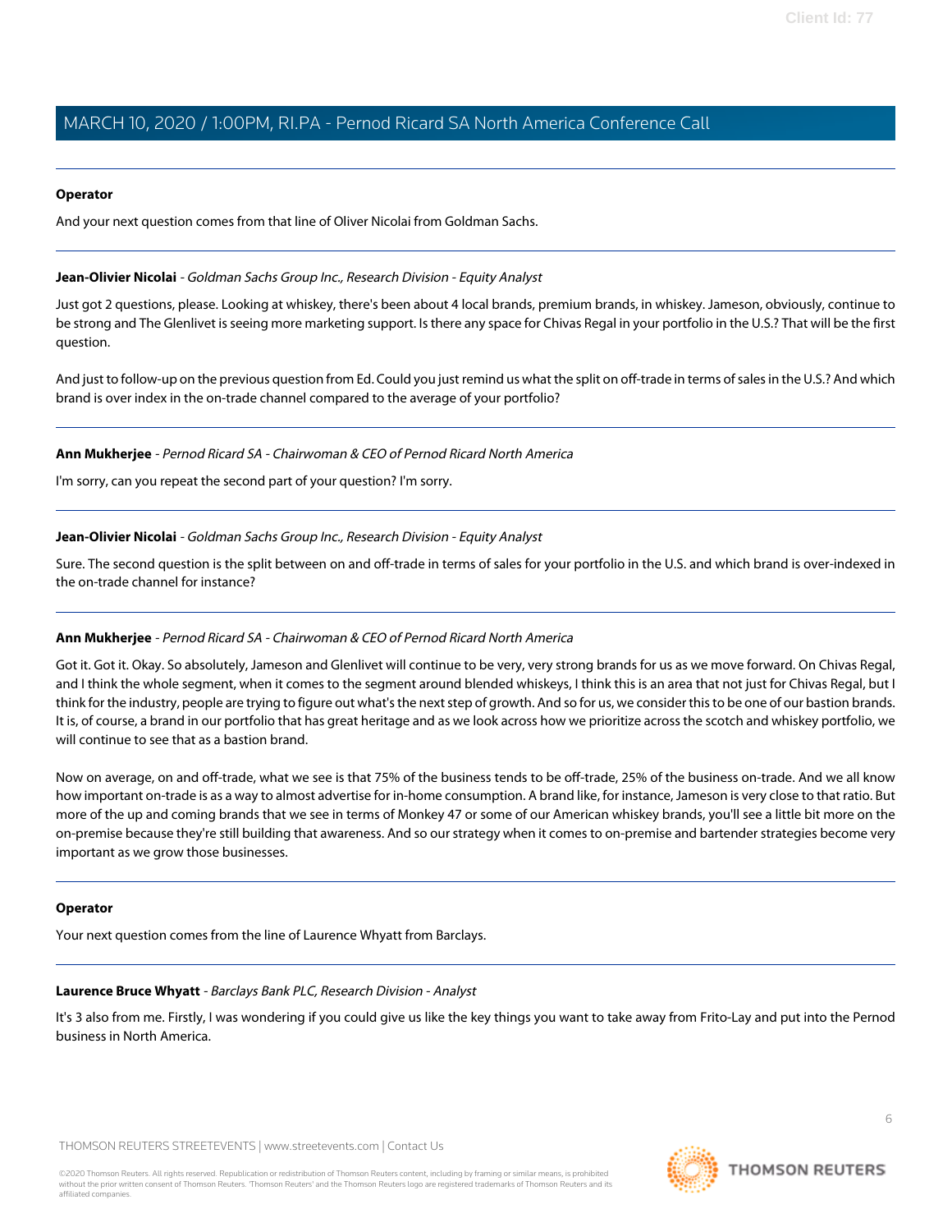**Operator**

And your next question comes from that line of Oliver Nicolai from Goldman Sachs.

---

**Jean-Olivier Nicolai** - *Goldman Sachs Group Inc., Research Division - Equity Analyst*

Just got 2 questions, please. Looking at whiskey, there's been about 4 local brands, premium brands, in whiskey. Jameson, obviously, continue to be strong and The Glenlivet is seeing more marketing support. Is there any space for Chivas Regal in your portfolio in the U.S.? That will be the first question.

And just to follow-up on the previous question from Ed. Could you just remind us what the split on off-trade in terms of sales in the U.S.? And which brand is over index in the on-trade channel compared to the average of your portfolio?

---

**Ann Mukherjee** - *Pernod Ricard SA - Chairwoman & CEO of Pernod Ricard North America*

I'm sorry, can you repeat the second part of your question? I'm sorry.

---

**Jean-Olivier Nicolai** - *Goldman Sachs Group Inc., Research Division - Equity Analyst*

Sure. The second question is the split between on and off-trade in terms of sales for your portfolio in the U.S. and which brand is over-indexed in the on-trade channel for instance?

---

**Ann Mukherjee** - *Pernod Ricard SA - Chairwoman & CEO of Pernod Ricard North America*

Got it. Got it. Okay. So absolutely, Jameson and Glenlivet will continue to be very, very strong brands for us as we move forward. On Chivas Regal, and I think the whole segment, when it comes to the segment around blended whiskeys, I think this is an area that not just for Chivas Regal, but I think for the industry, people are trying to figure out what's the next step of growth. And so for us, we consider this to be one of our bastion brands. It is, of course, a brand in our portfolio that has great heritage and as we look across how we prioritize across the scotch and whiskey portfolio, we will continue to see that as a bastion brand.

Now on average, on and off-trade, what we see is that 75% of the business tends to be off-trade, 25% of the business on-trade. And we all know how important on-trade is as a way to almost advertise for in-home consumption. A brand like, for instance, Jameson is very close to that ratio. But more of the up and coming brands that we see in terms of Monkey 47 or some of our American whiskey brands, you'll see a little bit more on the on-premise because they're still building that awareness. And so our strategy when it comes to on-premise and bartender strategies become very important as we grow those businesses.

---

**Operator**

Your next question comes from the line of Laurence Whyatt from Barclays.

---

**Laurence Bruce Whyatt** - *Barclays Bank PLC, Research Division - Analyst*

It's 3 also from me. Firstly, I was wondering if you could give us like the key things you want to take away from Frito-Lay and put into the Pernod business in North America.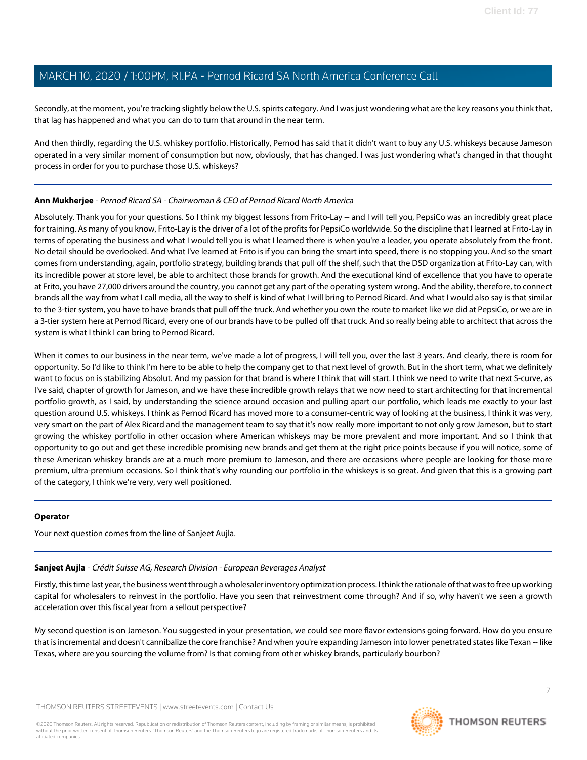Secondly, at the moment, you're tracking slightly below the U.S. spirits category. And I was just wondering what are the key reasons you think that, that lag has happened and what you can do to turn that around in the near term.

And then thirdly, regarding the U.S. whiskey portfolio. Historically, Pernod has said that it didn't want to buy any U.S. whiskeys because Jameson operated in a very similar moment of consumption but now, obviously, that has changed. I was just wondering what's changed in that thought process in order for you to purchase those U.S. whiskeys?

---

**Ann Mukherjee** - *Pernod Ricard SA - Chairwoman & CEO of Pernod Ricard North America*

Absolutely. Thank you for your questions. So I think my biggest lessons from Frito-Lay -- and I will tell you, PepsiCo was an incredibly great place for training. As many of you know, Frito-Lay is the driver of a lot of the profits for PepsiCo worldwide. So the discipline that I learned at Frito-Lay in terms of operating the business and what I would tell you is what I learned there is when you're a leader, you operate absolutely from the front. No detail should be overlooked. And what I've learned at Frito is if you can bring the smart into speed, there is no stopping you. And so the smart comes from understanding, again, portfolio strategy, building brands that pull off the shelf, such that the DSD organization at Frito-Lay can, with its incredible power at store level, be able to architect those brands for growth. And the executional kind of excellence that you have to operate at Frito, you have 27,000 drivers around the country, you cannot get any part of the operating system wrong. And the ability, therefore, to connect brands all the way from what I call media, all the way to shelf is kind of what I will bring to Pernod Ricard. And what I would also say is that similar to the 3-tier system, you have to have brands that pull off the truck. And whether you own the route to market like we did at PepsiCo, or we are in a 3-tier system here at Pernod Ricard, every one of our brands have to be pulled off that truck. And so really being able to architect that across the system is what I think I can bring to Pernod Ricard.

When it comes to our business in the near term, we've made a lot of progress, I will tell you, over the last 3 years. And clearly, there is room for opportunity. So I'd like to think I'm here to be able to help the company get to that next level of growth. But in the short term, what we definitely want to focus on is stabilizing Absolut. And my passion for that brand is where I think that will start. I think we need to write that next S-curve, as I've said, chapter of growth for Jameson, and we have these incredible growth relays that we now need to start architecting for that incremental portfolio growth, as I said, by understanding the science around occasion and pulling apart our portfolio, which leads me exactly to your last question around U.S. whiskeys. I think as Pernod Ricard has moved more to a consumer-centric way of looking at the business, I think it was very, very smart on the part of Alex Ricard and the management team to say that it's now really more important to not only grow Jameson, but to start growing the whiskey portfolio in other occasion where American whiskeys may be more prevalent and more important. And so I think that opportunity to go out and get these incredible promising new brands and get them at the right price points because if you will notice, some of these American whiskey brands are at a much more premium to Jameson, and there are occasions where people are looking for those more premium, ultra-premium occasions. So I think that's why rounding our portfolio in the whiskeys is so great. And given that this is a growing part of the category, I think we're very, very well positioned.

---

**Operator**

Your next question comes from the line of Sanjeet Aujla.

---

**Sanjeet Aujla** - *Crédit Suisse AG, Research Division - European Beverages Analyst*

Firstly, this time last year, the business went through a wholesaler inventory optimization process. I think the rationale of that was to free up working capital for wholesalers to reinvest in the portfolio. Have you seen that reinvestment come through? And if so, why haven't we seen a growth acceleration over this fiscal year from a sellout perspective?

My second question is on Jameson. You suggested in your presentation, we could see more flavor extensions going forward. How do you ensure that is incremental and doesn't cannibalize the core franchise? And when you're expanding Jameson into lower penetrated states like Texan -- like Texas, where are you sourcing the volume from? Is that coming from other whiskey brands, particularly bourbon?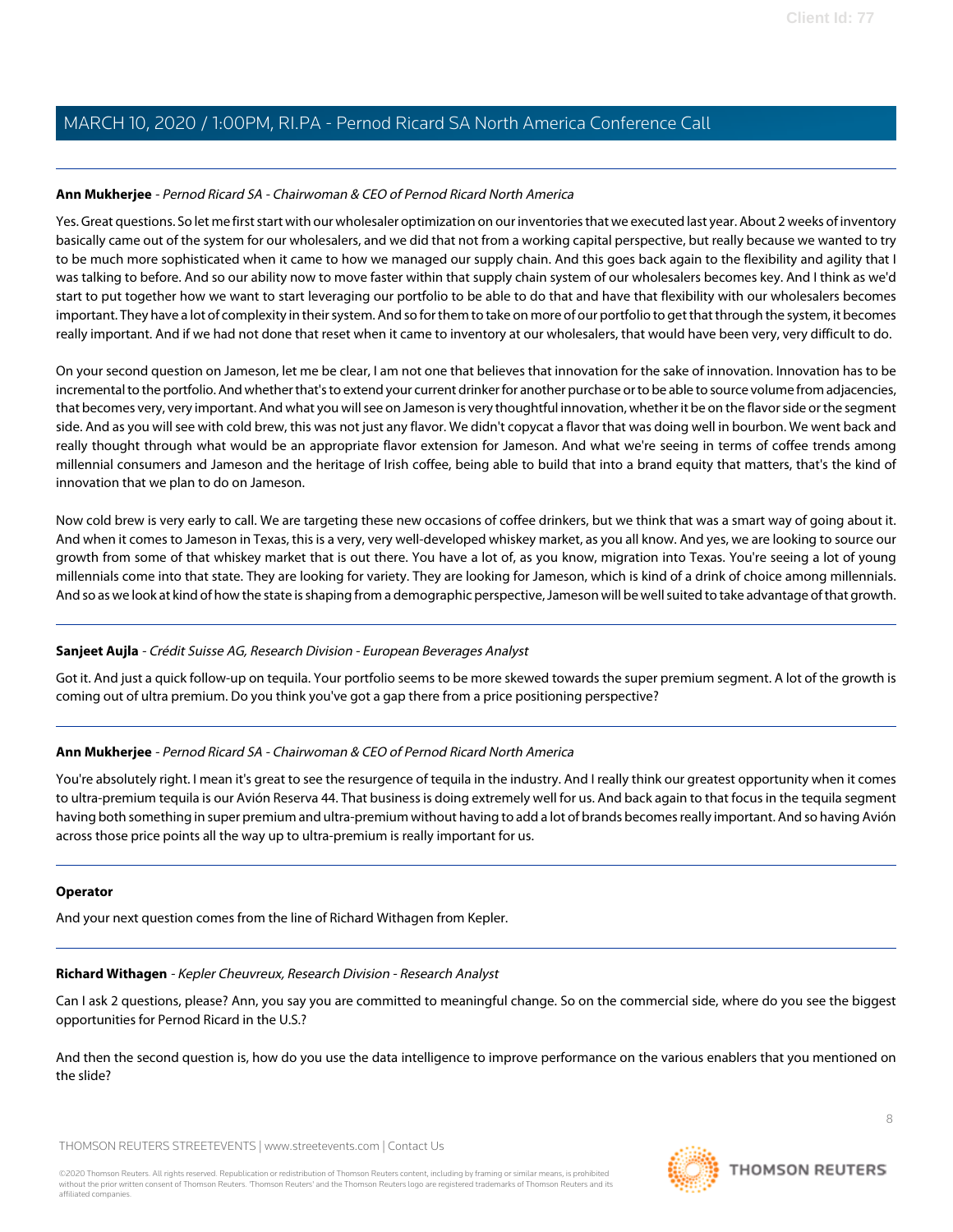**Ann Mukherjee** - *Pernod Ricard SA - Chairwoman & CEO of Pernod Ricard North America*

Yes. Great questions. So let me first start with our wholesaler optimization on our inventories that we executed last year. About 2 weeks of inventory basically came out of the system for our wholesalers, and we did that not from a working capital perspective, but really because we wanted to try to be much more sophisticated when it came to how we managed our supply chain. And this goes back again to the flexibility and agility that I was talking to before. And so our ability now to move faster within that supply chain system of our wholesalers becomes key. And I think as we'd start to put together how we want to start leveraging our portfolio to be able to do that and have that flexibility with our wholesalers becomes important. They have a lot of complexity in their system. And so for them to take on more of our portfolio to get that through the system, it becomes really important. And if we had not done that reset when it came to inventory at our wholesalers, that would have been very, very difficult to do.

On your second question on Jameson, let me be clear, I am not one that believes that innovation for the sake of innovation. Innovation has to be incremental to the portfolio. And whether that's to extend your current drinker for another purchase or to be able to source volume from adjacencies, that becomes very, very important. And what you will see on Jameson is very thoughtful innovation, whether it be on the flavor side or the segment side. And as you will see with cold brew, this was not just any flavor. We didn't copycat a flavor that was doing well in bourbon. We went back and really thought through what would be an appropriate flavor extension for Jameson. And what we're seeing in terms of coffee trends among millennial consumers and Jameson and the heritage of Irish coffee, being able to build that into a brand equity that matters, that's the kind of innovation that we plan to do on Jameson.

Now cold brew is very early to call. We are targeting these new occasions of coffee drinkers, but we think that was a smart way of going about it. And when it comes to Jameson in Texas, this is a very, very well-developed whiskey market, as you all know. And yes, we are looking to source our growth from some of that whiskey market that is out there. You have a lot of, as you know, migration into Texas. You're seeing a lot of young millennials come into that state. They are looking for variety. They are looking for Jameson, which is kind of a drink of choice among millennials. And so as we look at kind of how the state is shaping from a demographic perspective, Jameson will be well suited to take advantage of that growth.

---

**Sanjeet Aujla** - *Crédit Suisse AG, Research Division - European Beverages Analyst*

Got it. And just a quick follow-up on tequila. Your portfolio seems to be more skewed towards the super premium segment. A lot of the growth is coming out of ultra premium. Do you think you've got a gap there from a price positioning perspective?

---

**Ann Mukherjee** - *Pernod Ricard SA - Chairwoman & CEO of Pernod Ricard North America*

You're absolutely right. I mean it's great to see the resurgence of tequila in the industry. And I really think our greatest opportunity when it comes to ultra-premium tequila is our Avión Reserva 44. That business is doing extremely well for us. And back again to that focus in the tequila segment having both something in super premium and ultra-premium without having to add a lot of brands becomes really important. And so having Avión across those price points all the way up to ultra-premium is really important for us.

---

**Operator**

And your next question comes from the line of Richard Withagen from Kepler.

---

**Richard Withagen** - *Kepler Cheuvreux, Research Division - Research Analyst*

Can I ask 2 questions, please? Ann, you say you are committed to meaningful change. So on the commercial side, where do you see the biggest opportunities for Pernod Ricard in the U.S.?

And then the second question is, how do you use the data intelligence to improve performance on the various enablers that you mentioned on the slide?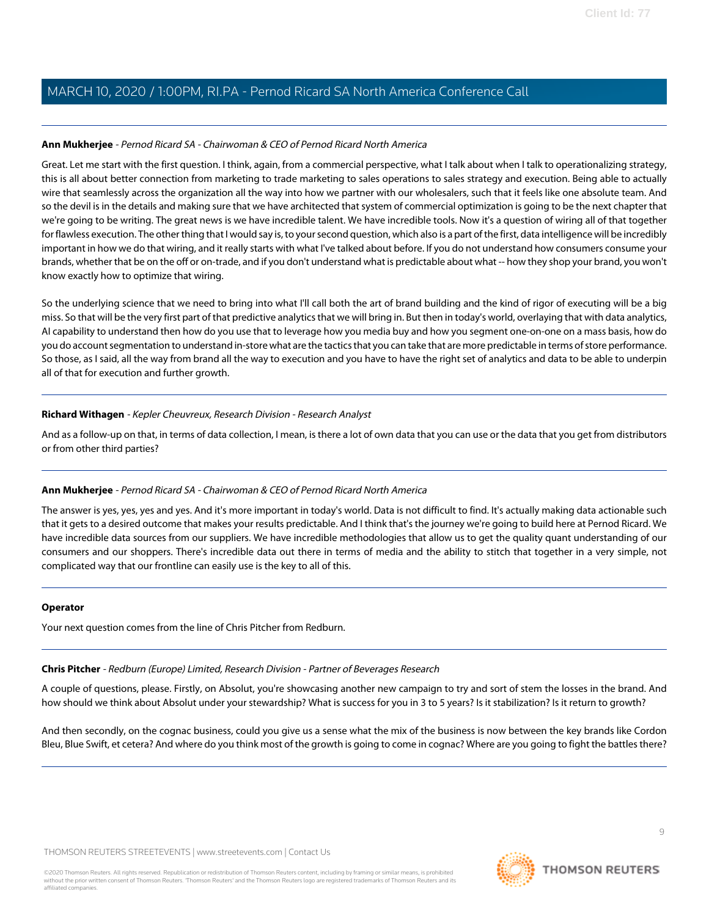**Ann Mukherjee** - *Pernod Ricard SA - Chairwoman & CEO of Pernod Ricard North America*

Great. Let me start with the first question. I think, again, from a commercial perspective, what I talk about when I talk to operationalizing strategy, this is all about better connection from marketing to trade marketing to sales operations to sales strategy and execution. Being able to actually wire that seamlessly across the organization all the way into how we partner with our wholesalers, such that it feels like one absolute team. And so the devil is in the details and making sure that we have architected that system of commercial optimization is going to be the next chapter that we're going to be writing. The great news is we have incredible talent. We have incredible tools. Now it's a question of wiring all of that together for flawless execution. The other thing that I would say is, to your second question, which also is a part of the first, data intelligence will be incredibly important in how we do that wiring, and it really starts with what I've talked about before. If you do not understand how consumers consume your brands, whether that be on the off or on-trade, and if you don't understand what is predictable about what -- how they shop your brand, you won't know exactly how to optimize that wiring.

So the underlying science that we need to bring into what I'll call both the art of brand building and the kind of rigor of executing will be a big miss. So that will be the very first part of that predictive analytics that we will bring in. But then in today's world, overlaying that with data analytics, AI capability to understand then how do you use that to leverage how you media buy and how you segment one-on-one on a mass basis, how do you do account segmentation to understand in-store what are the tactics that you can take that are more predictable in terms of store performance. So those, as I said, all the way from brand all the way to execution and you have to have the right set of analytics and data to be able to underpin all of that for execution and further growth.

**Richard Withagen** - *Kepler Cheuvreux, Research Division - Research Analyst*

And as a follow-up on that, in terms of data collection, I mean, is there a lot of own data that you can use or the data that you get from distributors or from other third parties?

**Ann Mukherjee** - *Pernod Ricard SA - Chairwoman & CEO of Pernod Ricard North America*

The answer is yes, yes, yes and yes. And it's more important in today's world. Data is not difficult to find. It's actually making data actionable such that it gets to a desired outcome that makes your results predictable. And I think that's the journey we're going to build here at Pernod Ricard. We have incredible data sources from our suppliers. We have incredible methodologies that allow us to get the quality quant understanding of our consumers and our shoppers. There's incredible data out there in terms of media and the ability to stitch that together in a very simple, not complicated way that our frontline can easily use is the key to all of this.

**Operator**

Your next question comes from the line of Chris Pitcher from Redburn.

**Chris Pitcher** - *Redburn (Europe) Limited, Research Division - Partner of Beverages Research*

A couple of questions, please. Firstly, on Absolut, you're showcasing another new campaign to try and sort of stem the losses in the brand. And how should we think about Absolut under your stewardship? What is success for you in 3 to 5 years? Is it stabilization? Is it return to growth?

And then secondly, on the cognac business, could you give us a sense what the mix of the business is now between the key brands like Cordon Bleu, Blue Swift, et cetera? And where do you think most of the growth is going to come in cognac? Where are you going to fight the battles there?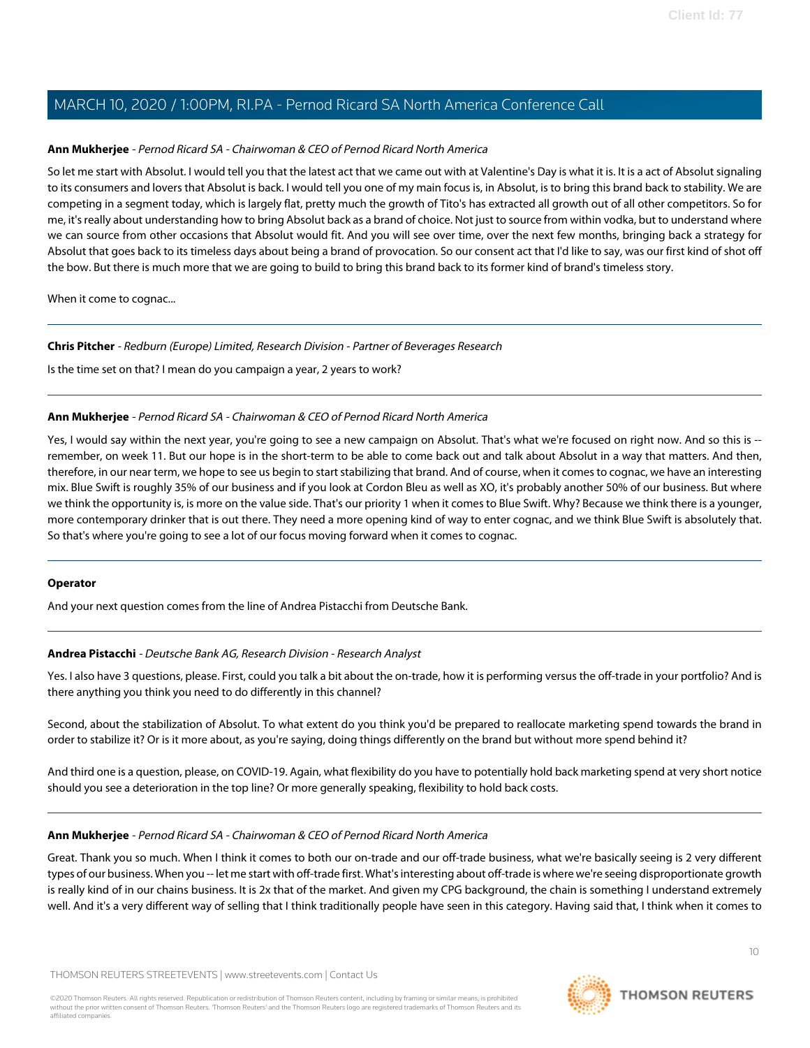**Ann Mukherjee** - *Pernod Ricard SA - Chairwoman & CEO of Pernod Ricard North America*

So let me start with Absolut. I would tell you that the latest act that we came out with at Valentine's Day is what it is. It is a act of Absolut signaling to its consumers and lovers that Absolut is back. I would tell you one of my main focus is, in Absolut, is to bring this brand back to stability. We are competing in a segment today, which is largely flat, pretty much the growth of Tito's has extracted all growth out of all other competitors. So for me, it's really about understanding how to bring Absolut back as a brand of choice. Not just to source from within vodka, but to understand where we can source from other occasions that Absolut would fit. And you will see over time, over the next few months, bringing back a strategy for Absolut that goes back to its timeless days about being a brand of provocation. So our consent act that I'd like to say, was our first kind of shot off the bow. But there is much more that we are going to build to bring this brand back to its former kind of brand's timeless story.

When it come to cognac...

---

**Chris Pitcher** - *Redburn (Europe) Limited, Research Division - Partner of Beverages Research*

Is the time set on that? I mean do you campaign a year, 2 years to work?

---

**Ann Mukherjee** - *Pernod Ricard SA - Chairwoman & CEO of Pernod Ricard North America*

Yes, I would say within the next year, you're going to see a new campaign on Absolut. That's what we're focused on right now. And so this is -- remember, on week 11. But our hope is in the short-term to be able to come back out and talk about Absolut in a way that matters. And then, therefore, in our near term, we hope to see us begin to start stabilizing that brand. And of course, when it comes to cognac, we have an interesting mix. Blue Swift is roughly 35% of our business and if you look at Cordon Bleu as well as XO, it's probably another 50% of our business. But where we think the opportunity is, is more on the value side. That's our priority 1 when it comes to Blue Swift. Why? Because we think there is a younger, more contemporary drinker that is out there. They need a more opening kind of way to enter cognac, and we think Blue Swift is absolutely that. So that's where you're going to see a lot of our focus moving forward when it comes to cognac.

---

**Operator**

And your next question comes from the line of Andrea Pistacchi from Deutsche Bank.

---

**Andrea Pistacchi** - *Deutsche Bank AG, Research Division - Research Analyst*

Yes. I also have 3 questions, please. First, could you talk a bit about the on-trade, how it is performing versus the off-trade in your portfolio? And is there anything you think you need to do differently in this channel?

Second, about the stabilization of Absolut. To what extent do you think you'd be prepared to reallocate marketing spend towards the brand in order to stabilize it? Or is it more about, as you're saying, doing things differently on the brand but without more spend behind it?

And third one is a question, please, on COVID-19. Again, what flexibility do you have to potentially hold back marketing spend at very short notice should you see a deterioration in the top line? Or more generally speaking, flexibility to hold back costs.

---

**Ann Mukherjee** - *Pernod Ricard SA - Chairwoman & CEO of Pernod Ricard North America*

Great. Thank you so much. When I think it comes to both our on-trade and our off-trade business, what we're basically seeing is 2 very different types of our business. When you -- let me start with off-trade first. What's interesting about off-trade is where we're seeing disproportionate growth is really kind of in our chains business. It is 2x that of the market. And given my CPG background, the chain is something I understand extremely well. And it's a very different way of selling that I think traditionally people have seen in this category. Having said that, I think when it comes to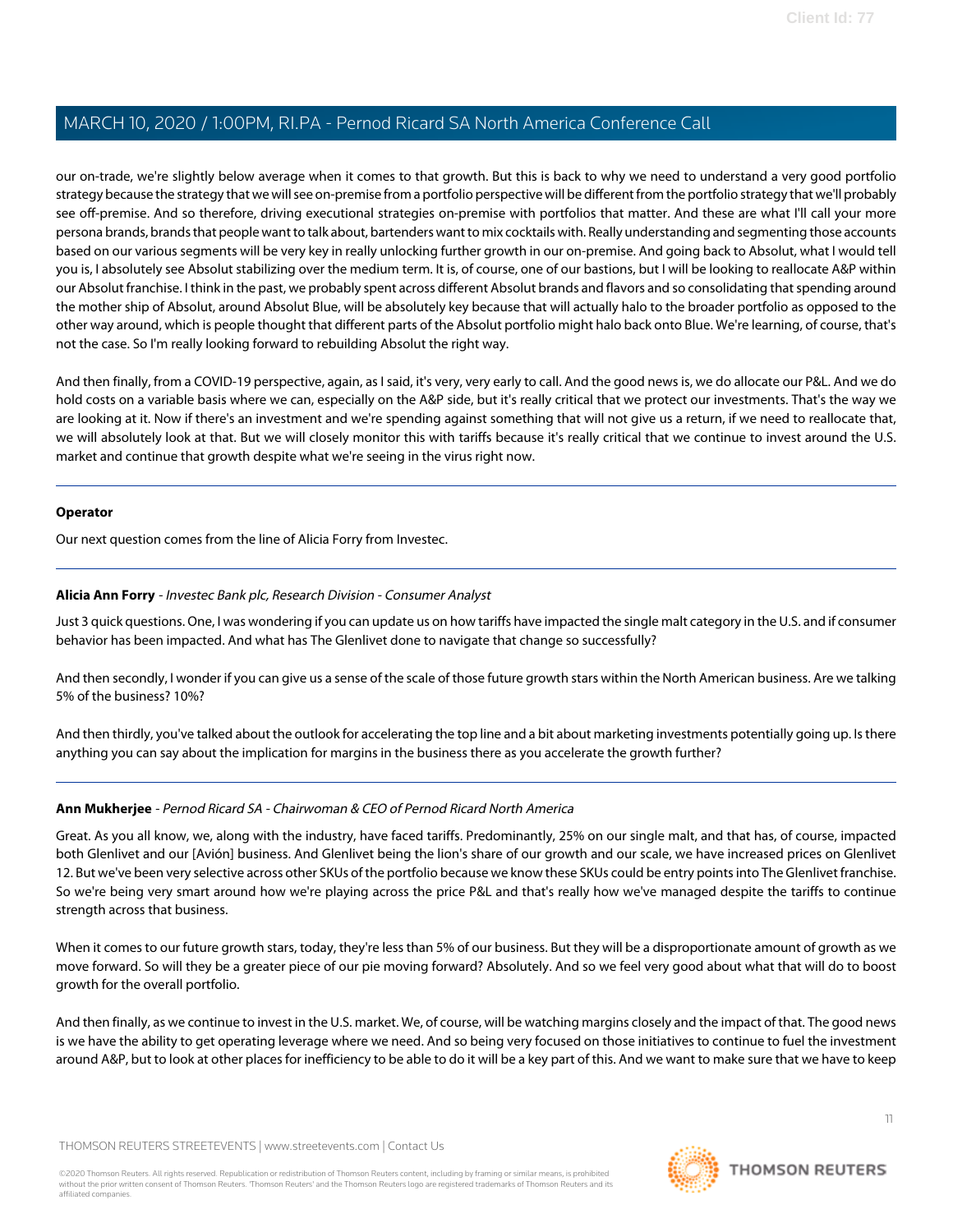our on-trade, we're slightly below average when it comes to that growth. But this is back to why we need to understand a very good portfolio strategy because the strategy that we will see on-premise from a portfolio perspective will be different from the portfolio strategy that we'll probably see off-premise. And so therefore, driving executional strategies on-premise with portfolios that matter. And these are what I'll call your more persona brands, brands that people want to talk about, bartenders want to mix cocktails with. Really understanding and segmenting those accounts based on our various segments will be very key in really unlocking further growth in our on-premise. And going back to Absolut, what I would tell you is, I absolutely see Absolut stabilizing over the medium term. It is, of course, one of our bastions, but I will be looking to reallocate A&P within our Absolut franchise. I think in the past, we probably spent across different Absolut brands and flavors and so consolidating that spending around the mother ship of Absolut, around Absolut Blue, will be absolutely key because that will actually halo to the broader portfolio as opposed to the other way around, which is people thought that different parts of the Absolut portfolio might halo back onto Blue. We're learning, of course, that's not the case. So I'm really looking forward to rebuilding Absolut the right way.

And then finally, from a COVID-19 perspective, again, as I said, it's very, very early to call. And the good news is, we do allocate our P&L. And we do hold costs on a variable basis where we can, especially on the A&P side, but it's really critical that we protect our investments. That's the way we are looking at it. Now if there's an investment and we're spending against something that will not give us a return, if we need to reallocate that, we will absolutely look at that. But we will closely monitor this with tariffs because it's really critical that we continue to invest around the U.S. market and continue that growth despite what we're seeing in the virus right now.

---

**Operator**

Our next question comes from the line of Alicia Forry from Investec.

---

**Alicia Ann Forry** - *Investec Bank plc, Research Division - Consumer Analyst*

Just 3 quick questions. One, I was wondering if you can update us on how tariffs have impacted the single malt category in the U.S. and if consumer behavior has been impacted. And what has The Glenlivet done to navigate that change so successfully?

And then secondly, I wonder if you can give us a sense of the scale of those future growth stars within the North American business. Are we talking 5% of the business? 10%?

And then thirdly, you've talked about the outlook for accelerating the top line and a bit about marketing investments potentially going up. Is there anything you can say about the implication for margins in the business there as you accelerate the growth further?

---

**Ann Mukherjee** - *Pernod Ricard SA - Chairwoman & CEO of Pernod Ricard North America*

Great. As you all know, we, along with the industry, have faced tariffs. Predominantly, 25% on our single malt, and that has, of course, impacted both Glenlivet and our [Avión] business. And Glenlivet being the lion's share of our growth and our scale, we have increased prices on Glenlivet 12. But we've been very selective across other SKUs of the portfolio because we know these SKUs could be entry points into The Glenlivet franchise. So we're being very smart around how we're playing across the price P&L and that's really how we've managed despite the tariffs to continue strength across that business.

When it comes to our future growth stars, today, they're less than 5% of our business. But they will be a disproportionate amount of growth as we move forward. So will they be a greater piece of our pie moving forward? Absolutely. And so we feel very good about what that will do to boost growth for the overall portfolio.

And then finally, as we continue to invest in the U.S. market. We, of course, will be watching margins closely and the impact of that. The good news is we have the ability to get operating leverage where we need. And so being very focused on those initiatives to continue to fuel the investment around A&P, but to look at other places for inefficiency to be able to do it will be a key part of this. And we want to make sure that we have to keep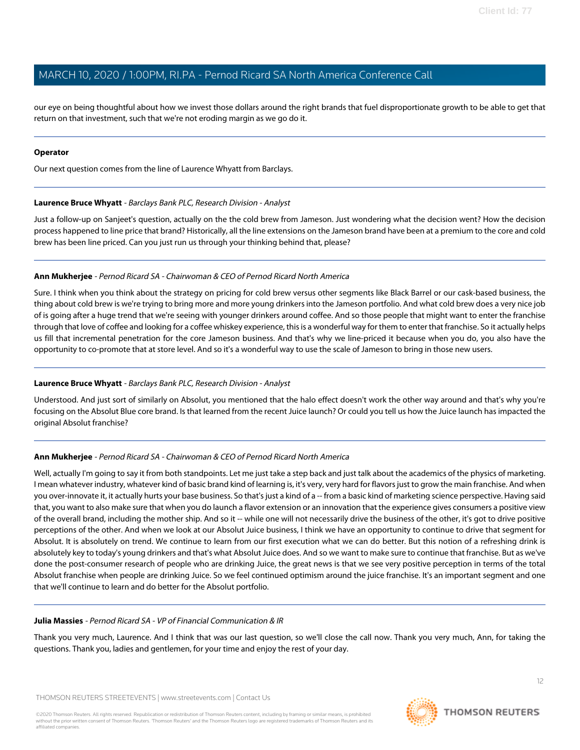our eye on being thoughtful about how we invest those dollars around the right brands that fuel disproportionate growth to be able to get that return on that investment, such that we're not eroding margin as we go do it.

---

**Operator**

Our next question comes from the line of Laurence Whyatt from Barclays.

---

**Laurence Bruce Whyatt** - *Barclays Bank PLC, Research Division - Analyst*

Just a follow-up on Sanjeet's question, actually on the the cold brew from Jameson. Just wondering what the decision went? How the decision process happened to line price that brand? Historically, all the line extensions on the Jameson brand have been at a premium to the core and cold brew has been line priced. Can you just run us through your thinking behind that, please?

---

**Ann Mukherjee** - *Pernod Ricard SA - Chairwoman & CEO of Pernod Ricard North America*

Sure. I think when you think about the strategy on pricing for cold brew versus other segments like Black Barrel or our cask-based business, the thing about cold brew is we're trying to bring more and more young drinkers into the Jameson portfolio. And what cold brew does a very nice job of is going after a huge trend that we're seeing with younger drinkers around coffee. And so those people that might want to enter the franchise through that love of coffee and looking for a coffee whiskey experience, this is a wonderful way for them to enter that franchise. So it actually helps us fill that incremental penetration for the core Jameson business. And that's why we line-priced it because when you do, you also have the opportunity to co-promote that at store level. And so it's a wonderful way to use the scale of Jameson to bring in those new users.

---

**Laurence Bruce Whyatt** - *Barclays Bank PLC, Research Division - Analyst*

Understood. And just sort of similarly on Absolut, you mentioned that the halo effect doesn't work the other way around and that's why you're focusing on the Absolut Blue core brand. Is that learned from the recent Juice launch? Or could you tell us how the Juice launch has impacted the original Absolut franchise?

---

**Ann Mukherjee** - *Pernod Ricard SA - Chairwoman & CEO of Pernod Ricard North America*

Well, actually I'm going to say it from both standpoints. Let me just take a step back and just talk about the academics of the physics of marketing. I mean whatever industry, whatever kind of basic brand kind of learning is, it's very, very hard for flavors just to grow the main franchise. And when you over-innovate it, it actually hurts your base business. So that's just a kind of a -- from a basic kind of marketing science perspective. Having said that, you want to also make sure that when you do launch a flavor extension or an innovation that the experience gives consumers a positive view of the overall brand, including the mother ship. And so it -- while one will not necessarily drive the business of the other, it's got to drive positive perceptions of the other. And when we look at our Absolut Juice business, I think we have an opportunity to continue to drive that segment for Absolut. It is absolutely on trend. We continue to learn from our first execution what we can do better. But this notion of a refreshing drink is absolutely key to today's young drinkers and that's what Absolut Juice does. And so we want to make sure to continue that franchise. But as we've done the post-consumer research of people who are drinking Juice, the great news is that we see very positive perception in terms of the total Absolut franchise when people are drinking Juice. So we feel continued optimism around the juice franchise. It's an important segment and one that we'll continue to learn and do better for the Absolut portfolio.

---

**Julia Massies** - *Pernod Ricard SA - VP of Financial Communication & IR*

Thank you very much, Laurence. And I think that was our last question, so we'll close the call now. Thank you very much, Ann, for taking the questions. Thank you, ladies and gentlemen, for your time and enjoy the rest of your day.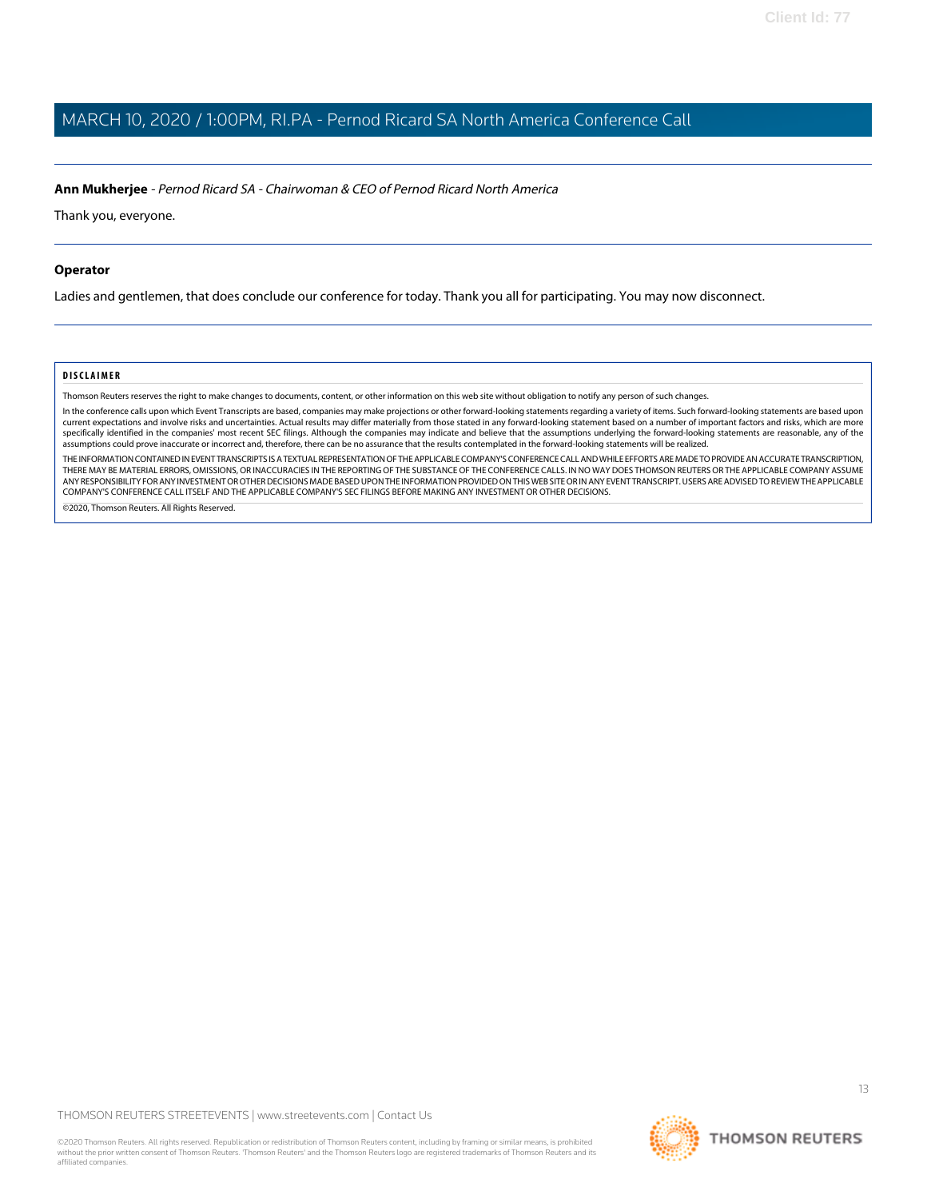**Ann Mukherjee** - *Pernod Ricard SA - Chairwoman & CEO of Pernod Ricard North America*

Thank you, everyone.

---

**Operator**

Ladies and gentlemen, that does conclude our conference for today. Thank you all for participating. You may now disconnect.

---

**DISCLAIMER**

Thomson Reuters reserves the right to make changes to documents, content, or other information on this web site without obligation to notify any person of such changes.

In the conference calls upon which Event Transcripts are based, companies may make projections or other forward-looking statements regarding a variety of items. Such forward-looking statements are based upon current expectations and involve risks and uncertainties. Actual results may differ materially from those stated in any forward-looking statement based on a number of important factors and risks, which are more specifically identified in the companies' most recent SEC filings. Although the companies may indicate and believe that the assumptions underlying the forward-looking statements are reasonable, any of the assumptions could prove inaccurate or incorrect and, therefore, there can be no assurance that the results contemplated in the forward-looking statements will be realized.

THE INFORMATION CONTAINED IN EVENT TRANSCRIPTS IS A TEXTUAL REPRESENTATION OF THE APPLICABLE COMPANY'S CONFERENCE CALL AND WHILE EFFORTS ARE MADE TO PROVIDE AN ACCURATE TRANSCRIPTION, THERE MAY BE MATERIAL ERRORS, OMISSIONS, OR INACCURACIES IN THE REPORTING OF THE SUBSTANCE OF THE CONFERENCE CALLS. IN NO WAY DOES THOMSON REUTERS OR THE APPLICABLE COMPANY ASSUME ANY RESPONSIBILITY FOR ANY INVESTMENT OR OTHER DECISIONS MADE BASED UPON THE INFORMATION PROVIDED ON THIS WEB SITE OR IN ANY EVENT TRANSCRIPT. USERS ARE ADVISED TO REVIEW THE APPLICABLE COMPANY'S CONFERENCE CALL ITSELF AND THE APPLICABLE COMPANY'S SEC FILINGS BEFORE MAKING ANY INVESTMENT OR OTHER DECISIONS.

©2020, Thomson Reuters. All Rights Reserved.